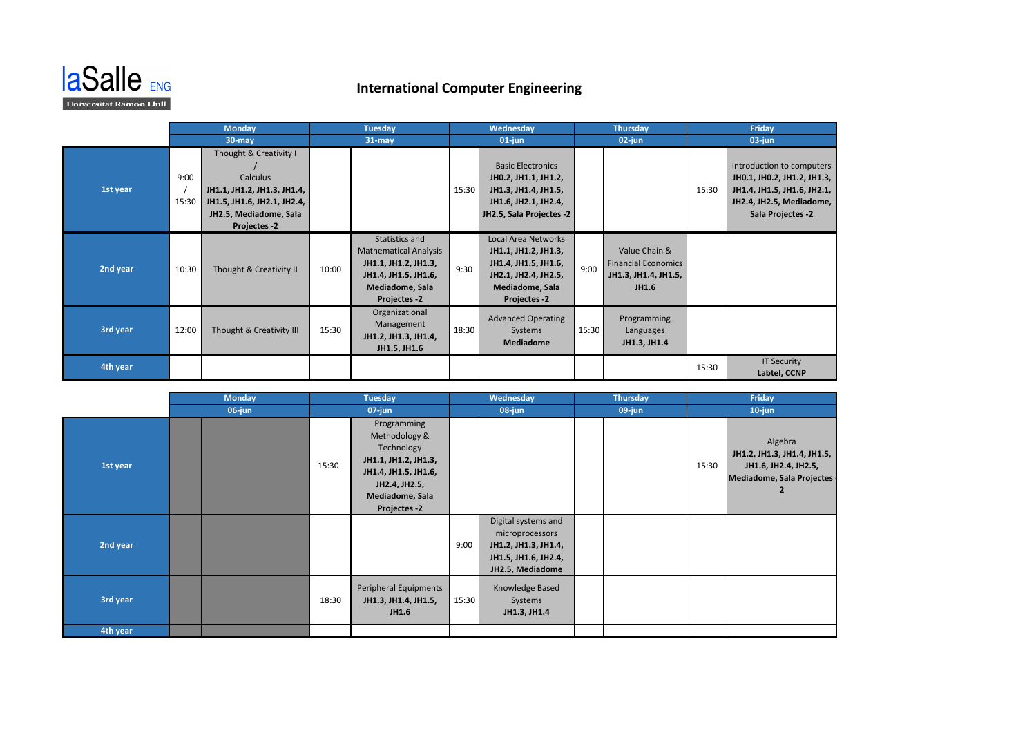laSalle ENG
Universitat Ramon Llull

# International Computer Engineering

| | Monday | | Tuesday | | Wednesday | | Thursday | | Friday | |
|---|---|---|---|---|---|---|---|---|---|---|
| | 30-may | | 31-may | | 01-jun | | 02-jun | | 03-jun | |
| **1st year** | 9:00 / 15:30 | Thought & Creativity I / Calculus **JH1.1, JH1.2, JH1.3, JH1.4, JH1.5, JH1.6, JH2.1, JH2.4, JH2.5, Mediadome, Sala Projectes -2** | | | 15:30 | Basic Electronics **JH0.2, JH1.1, JH1.2, JH1.3, JH1.4, JH1.5, JH1.6, JH2.1, JH2.4, JH2.5, Sala Projectes -2** | | | 15:30 | Introduction to computers **JH0.1, JH0.2, JH1.2, JH1.3, JH1.4, JH1.5, JH1.6, JH2.1, JH2.4, JH2.5, Mediadome, Sala Projectes -2** |
| **2nd year** | 10:30 | Thought & Creativity II | 10:00 | Statistics and Mathematical Analysis **JH1.1, JH1.2, JH1.3, JH1.4, JH1.5, JH1.6, Mediadome, Sala Projectes -2** | 9:30 | Local Area Networks **JH1.1, JH1.2, JH1.3, JH1.4, JH1.5, JH1.6, JH2.1, JH2.4, JH2.5, Mediadome, Sala Projectes -2** | 9:00 | Value Chain & Financial Economics **JH1.3, JH1.4, JH1.5, JH1.6** | | |
| **3rd year** | 12:00 | Thought & Creativity III | 15:30 | Organizational Management **JH1.2, JH1.3, JH1.4, JH1.5, JH1.6** | 18:30 | Advanced Operating Systems **Mediadome** | 15:30 | Programming Languages **JH1.3, JH1.4** | | |
| **4th year** | | | | | | | | | 15:30 | IT Security **Labtel, CCNP** |

| | Monday | | Tuesday | | Wednesday | | Thursday | | Friday | |
|---|---|---|---|---|---|---|---|---|---|---|
| | 06-jun | | 07-jun | | 08-jun | | 09-jun | | 10-jun | |
| **1st year** | | | 15:30 | Programming Methodology & Technology **JH1.1, JH1.2, JH1.3, JH1.4, JH1.5, JH1.6, JH2.4, JH2.5, Mediadome, Sala Projectes -2** | | | | | 15:30 | Algebra **JH1.2, JH1.3, JH1.4, JH1.5, JH1.6, JH2.4, JH2.5, Mediadome, Sala Projectes -2** |
| **2nd year** | | | | | 9:00 | Digital systems and microprocessors **JH1.2, JH1.3, JH1.4, JH1.5, JH1.6, JH2.4, JH2.5, Mediadome** | | | | |
| **3rd year** | | | 18:30 | Peripheral Equipments **JH1.3, JH1.4, JH1.5, JH1.6** | 15:30 | Knowledge Based Systems **JH1.3, JH1.4** | | | | |
| **4th year** | | | | | | | | | | |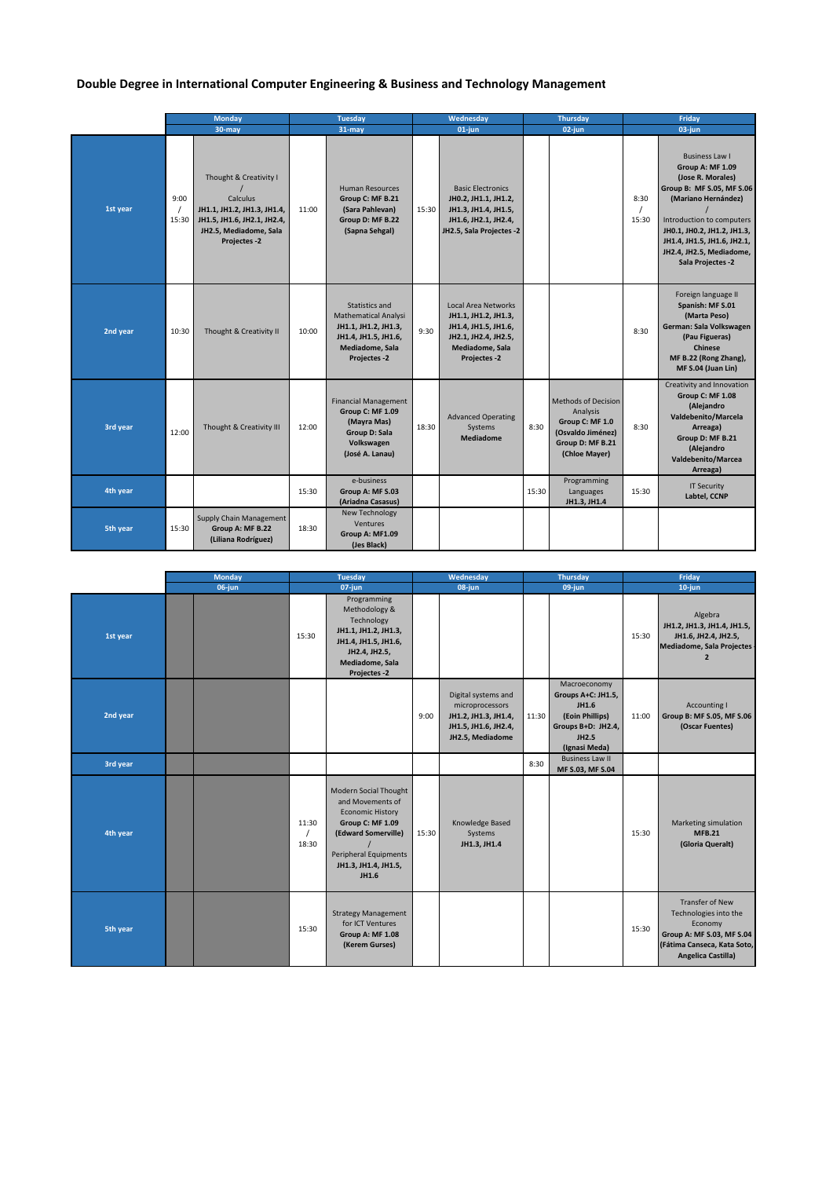# Double Degree in International Computer Engineering & Business and Technology Management

| | Monday | | Tuesday | | Wednesday | | Thursday | | Friday | |
|---|---|---|---|---|---|---|---|---|---|---|
| | 30-may | | 31-may | | 01-jun | | 02-jun | | 03-jun | |
| 1st year | 9:00 / 15:30 | Thought & Creativity I / Calculus **JH1.1, JH1.2, JH1.3, JH1.4, JH1.5, JH1.6, JH2.1, JH2.4, JH2.5, Mediadome, Sala Projectes -2** | 11:00 | Human Resources **Group C: MF B.21 (Sara Pahlevan) Group D: MF B.22 (Sapna Sehgal)** | 15:30 | Basic Electronics **JH0.2, JH1.1, JH1.2, JH1.3, JH1.4, JH1.5, JH1.6, JH2.1, JH2.4, JH2.5, Sala Projectes -2** | | | 8:30 / 15:30 | Business Law I **Group A: MF 1.09 (Jose R. Morales) Group B: MF S.05, MF S.06 (Mariano Hernández)** / Introduction to computers **JH0.1, JH0.2, JH1.2, JH1.3, JH1.4, JH1.5, JH1.6, JH2.1, JH2.4, JH2.5, Mediadome, Sala Projectes -2** |
| 2nd year | 10:30 | Thought & Creativity II | 10:00 | Statistics and Mathematical Analysi **JH1.1, JH1.2, JH1.3, JH1.4, JH1.5, JH1.6, Mediadome, Sala Projectes -2** | 9:30 | Local Area Networks **JH1.1, JH1.2, JH1.3, JH1.4, JH1.5, JH1.6, JH2.1, JH2.4, JH2.5, Mediadome, Sala Projectes -2** | | | 8:30 | Foreign language II **Spanish: MF S.01 (Marta Peso) German: Sala Volkswagen (Pau Figueras) Chinese MF B.22 (Rong Zhang), MF S.04 (Juan Lin)** |
| 3rd year | 12:00 | Thought & Creativity III | 12:00 | Financial Management **Group C: MF 1.09 (Mayra Mas) Group D: Sala Volkswagen (José A. Lanau)** | 18:30 | Advanced Operating Systems **Mediadome** | 8:30 | Methods of Decision Analysis **Group C: MF 1.0 (Osvaldo Jiménez) Group D: MF B.21 (Chloe Mayer)** | 8:30 | Creativity and Innovation **Group C: MF 1.08 (Alejandro Valdebenito/Marcela Arreaga) Group D: MF B.21 (Alejandro Valdebenito/Marcea Arreaga)** |
| 4th year | | | 15:30 | e-business **Group A: MF S.03 (Ariadna Casasus)** | | | 15:30 | Programming Languages **JH1.3, JH1.4** | 15:30 | IT Security **Labtel, CCNP** |
| 5th year | 15:30 | Supply Chain Management **Group A: MF B.22 (Liliana Rodríguez)** | 18:30 | New Technology Ventures **Group A: MF1.09 (Jes Black)** | | | | | | |

| | Monday | | Tuesday | | Wednesday | | Thursday | | Friday | |
|---|---|---|---|---|---|---|---|---|---|---|
| | 06-jun | | 07-jun | | 08-jun | | 09-jun | | 10-jun | |
| 1st year | | | 15:30 | Programming Methodology & Technology **JH1.1, JH1.2, JH1.3, JH1.4, JH1.5, JH1.6, JH2.4, JH2.5, Mediadome, Sala Projectes -2** | | | | | 15:30 | Algebra **JH1.2, JH1.3, JH1.4, JH1.5, JH1.6, JH2.4, JH2.5, Mediadome, Sala Projectes - 2** |
| 2nd year | | | | | 9:00 | Digital systems and microprocessors **JH1.2, JH1.3, JH1.4, JH1.5, JH1.6, JH2.4, JH2.5, Mediadome** | 11:30 | Macroeconomy **Groups A+C: JH1.5, JH1.6 (Eoin Phillips) Groups B+D: JH2.4, JH2.5 (Ignasi Meda)** | 11:00 | Accounting I **Group B: MF S.05, MF S.06 (Oscar Fuentes)** |
| 3rd year | | | | | | | 8:30 | Business Law II **MF S.03, MF S.04** | | |
| 4th year | | | 11:30 / 18:30 | Modern Social Thought and Movements of Economic History **Group C: MF 1.09 (Edward Somerville)** / Peripheral Equipments **JH1.3, JH1.4, JH1.5, JH1.6** | 15:30 | Knowledge Based Systems **JH1.3, JH1.4** | | | 15:30 | Marketing simulation **MFB.21 (Gloria Queralt)** |
| 5th year | | | 15:30 | Strategy Management for ICT Ventures **Group A: MF 1.08 (Kerem Gurses)** | | | | | 15:30 | Transfer of New Technologies into the Economy **Group A: MF S.03, MF S.04 (Fátima Canseca, Kata Soto, Angelica Castilla)** |